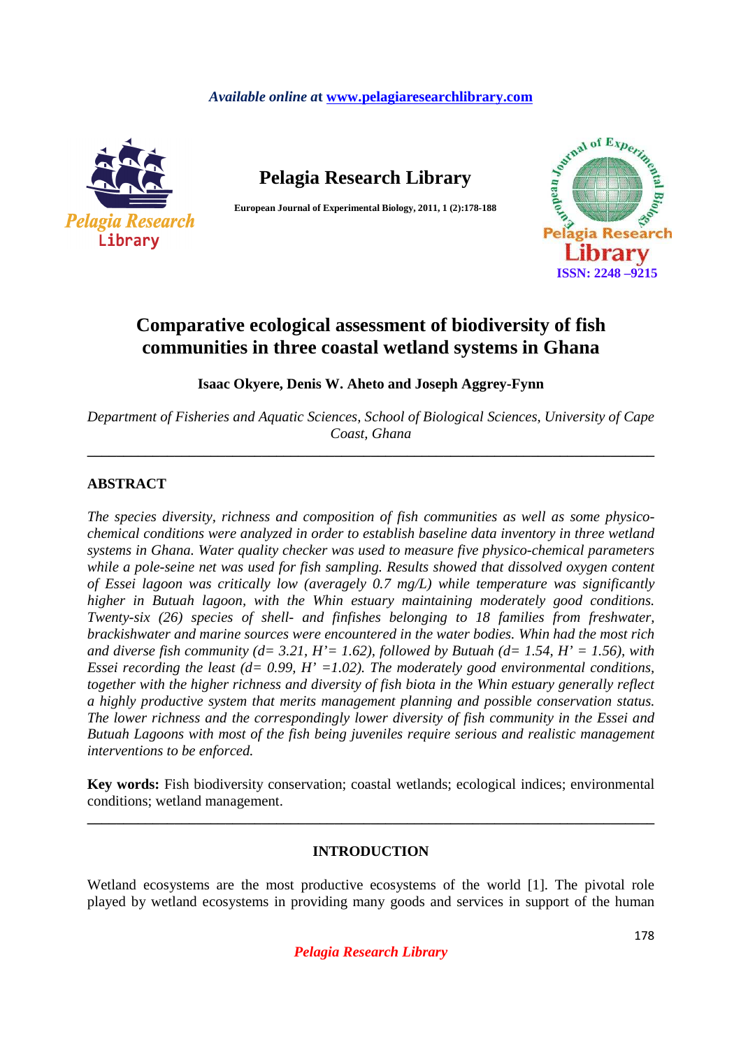# Comparative ecological assessment of biodiversity of fish communities in three coastal wetland systems in Ghana

**Isaac Okyere, Denis W. Aheto and Joseph Aggrey-Fynn**

*Department of Fisheries and Aquatic Sciences, School of Biological Sciences, University of Cape Coast, Ghana*

---

## ABSTRACT

*The species diversity, richness and composition of fish communities as well as some physico-chemical conditions were analyzed in order to establish baseline data inventory in three wetland systems in Ghana. Water quality checker was used to measure five physico-chemical parameters while a pole-seine net was used for fish sampling. Results showed that dissolved oxygen content of Essei lagoon was critically low (averagely 0.7 mg/L) while temperature was significantly higher in Butuah lagoon, with the Whin estuary maintaining moderately good conditions. Twenty-six (26) species of shell- and finfishes belonging to 18 families from freshwater, brackishwater and marine sources were encountered in the water bodies. Whin had the most rich and diverse fish community (d= 3.21, H'= 1.62), followed by Butuah (d= 1.54, H' = 1.56), with Essei recording the least (d= 0.99, H' =1.02). The moderately good environmental conditions, together with the higher richness and diversity of fish biota in the Whin estuary generally reflect a highly productive system that merits management planning and possible conservation status. The lower richness and the correspondingly lower diversity of fish community in the Essei and Butuah Lagoons with most of the fish being juveniles require serious and realistic management interventions to be enforced.*

**Key words:** Fish biodiversity conservation; coastal wetlands; ecological indices; environmental conditions; wetland management.

---

## INTRODUCTION

Wetland ecosystems are the most productive ecosystems of the world [1]. The pivotal role played by wetland ecosystems in providing many goods and services in support of the human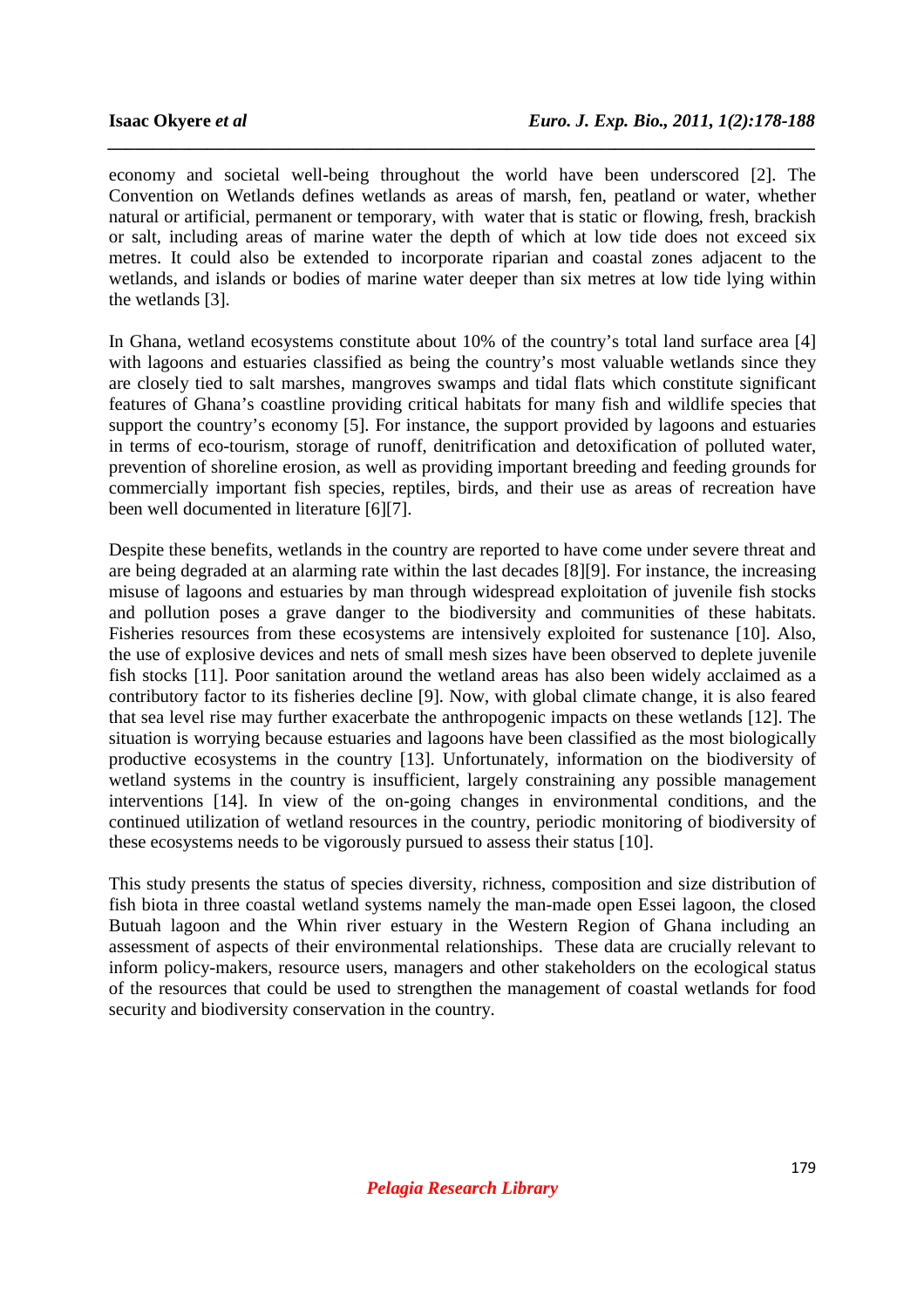economy and societal well-being throughout the world have been underscored [2]. The Convention on Wetlands defines wetlands as areas of marsh, fen, peatland or water, whether natural or artificial, permanent or temporary, with water that is static or flowing, fresh, brackish or salt, including areas of marine water the depth of which at low tide does not exceed six metres. It could also be extended to incorporate riparian and coastal zones adjacent to the wetlands, and islands or bodies of marine water deeper than six metres at low tide lying within the wetlands [3].

In Ghana, wetland ecosystems constitute about 10% of the country's total land surface area [4] with lagoons and estuaries classified as being the country's most valuable wetlands since they are closely tied to salt marshes, mangroves swamps and tidal flats which constitute significant features of Ghana's coastline providing critical habitats for many fish and wildlife species that support the country's economy [5]. For instance, the support provided by lagoons and estuaries in terms of eco-tourism, storage of runoff, denitrification and detoxification of polluted water, prevention of shoreline erosion, as well as providing important breeding and feeding grounds for commercially important fish species, reptiles, birds, and their use as areas of recreation have been well documented in literature [6][7].

Despite these benefits, wetlands in the country are reported to have come under severe threat and are being degraded at an alarming rate within the last decades [8][9]. For instance, the increasing misuse of lagoons and estuaries by man through widespread exploitation of juvenile fish stocks and pollution poses a grave danger to the biodiversity and communities of these habitats. Fisheries resources from these ecosystems are intensively exploited for sustenance [10]. Also, the use of explosive devices and nets of small mesh sizes have been observed to deplete juvenile fish stocks [11]. Poor sanitation around the wetland areas has also been widely acclaimed as a contributory factor to its fisheries decline [9]. Now, with global climate change, it is also feared that sea level rise may further exacerbate the anthropogenic impacts on these wetlands [12]. The situation is worrying because estuaries and lagoons have been classified as the most biologically productive ecosystems in the country [13]. Unfortunately, information on the biodiversity of wetland systems in the country is insufficient, largely constraining any possible management interventions [14]. In view of the on-going changes in environmental conditions, and the continued utilization of wetland resources in the country, periodic monitoring of biodiversity of these ecosystems needs to be vigorously pursued to assess their status [10].

This study presents the status of species diversity, richness, composition and size distribution of fish biota in three coastal wetland systems namely the man-made open Essei lagoon, the closed Butuah lagoon and the Whin river estuary in the Western Region of Ghana including an assessment of aspects of their environmental relationships. These data are crucially relevant to inform policy-makers, resource users, managers and other stakeholders on the ecological status of the resources that could be used to strengthen the management of coastal wetlands for food security and biodiversity conservation in the country.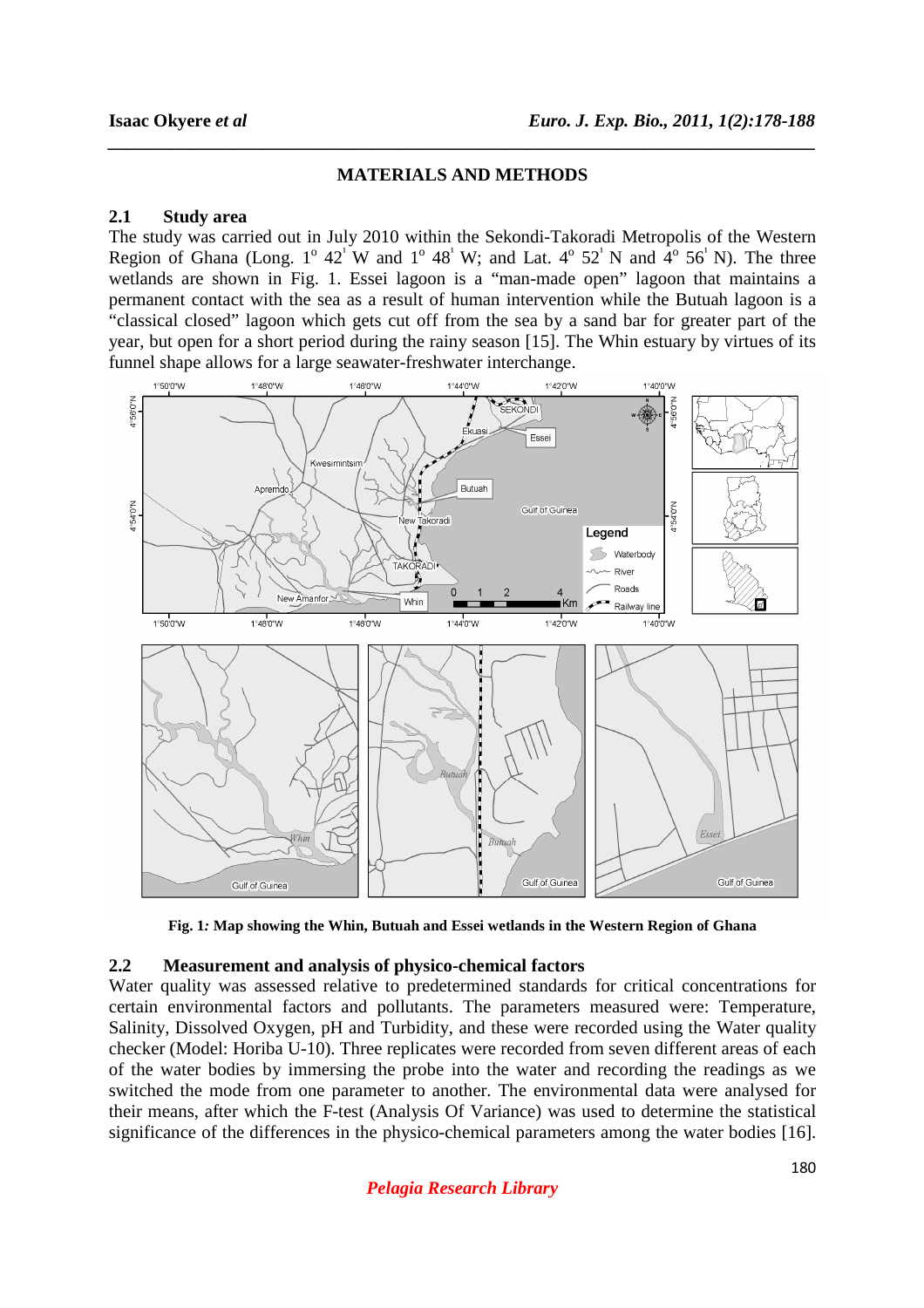## MATERIALS AND METHODS

### 2.1 Study area

The study was carried out in July 2010 within the Sekondi-Takoradi Metropolis of the Western Region of Ghana (Long. 1° 42' W and 1° 48' W; and Lat. 4° 52' N and 4° 56' N). The three wetlands are shown in Fig. 1. Essei lagoon is a "man-made open" lagoon that maintains a permanent contact with the sea as a result of human intervention while the Butuah lagoon is a "classical closed" lagoon which gets cut off from the sea by a sand bar for greater part of the year, but open for a short period during the rainy season [15]. The Whin estuary by virtues of its funnel shape allows for a large seawater-freshwater interchange.

**Fig. 1***:* **Map showing the Whin, Butuah and Essei wetlands in the Western Region of Ghana**

### 2.2 Measurement and analysis of physico-chemical factors

Water quality was assessed relative to predetermined standards for critical concentrations for certain environmental factors and pollutants. The parameters measured were: Temperature, Salinity, Dissolved Oxygen, pH and Turbidity, and these were recorded using the Water quality checker (Model: Horiba U-10). Three replicates were recorded from seven different areas of each of the water bodies by immersing the probe into the water and recording the readings as we switched the mode from one parameter to another. The environmental data were analysed for their means, after which the F-test (Analysis Of Variance) was used to determine the statistical significance of the differences in the physico-chemical parameters among the water bodies [16].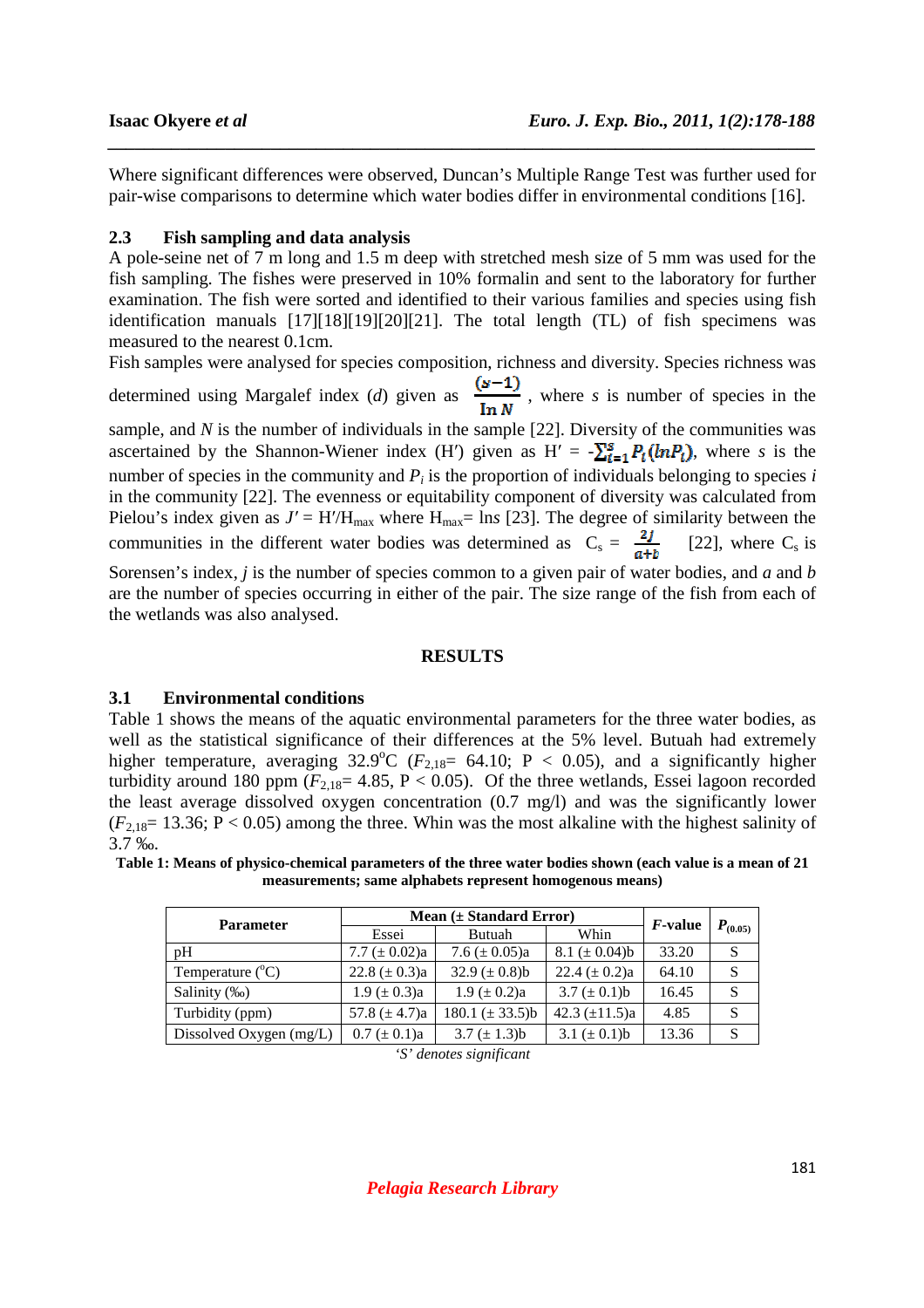Where significant differences were observed, Duncan's Multiple Range Test was further used for pair-wise comparisons to determine which water bodies differ in environmental conditions [16].

### 2.3 Fish sampling and data analysis

A pole-seine net of 7 m long and 1.5 m deep with stretched mesh size of 5 mm was used for the fish sampling. The fishes were preserved in 10% formalin and sent to the laboratory for further examination. The fish were sorted and identified to their various families and species using fish identification manuals [17][18][19][20][21]. The total length (TL) of fish specimens was measured to the nearest 0.1cm.

Fish samples were analysed for species composition, richness and diversity. Species richness was determined using Margalef index (*d*) given as $\frac{(s-1)}{\ln N}$, where *s* is number of species in the sample, and *N* is the number of individuals in the sample [22]. Diversity of the communities was ascertained by the Shannon-Wiener index (H′) given as $H' = -\sum_{i=1}^{s} P_i(\ln P_i)$, where *s* is the number of species in the community and $P_i$ is the proportion of individuals belonging to species *i* in the community [22]. The evenness or equitability component of diversity was calculated from Pielou's index given as $J' = H'/H_{max}$ where $H_{max} = \ln s$ [23]. The degree of similarity between the communities in the different water bodies was determined as $C_s = \frac{2j}{a+b}$ [22], where $C_s$ is Sorensen's index, *j* is the number of species common to a given pair of water bodies, and *a* and *b* are the number of species occurring in either of the pair. The size range of the fish from each of the wetlands was also analysed.

## RESULTS

### 3.1 Environmental conditions

Table 1 shows the means of the aquatic environmental parameters for the three water bodies, as well as the statistical significance of their differences at the 5% level. Butuah had extremely higher temperature, averaging 32.9°C ($F_{2,18}$= 64.10; P < 0.05), and a significantly higher turbidity around 180 ppm ($F_{2,18}$= 4.85, P < 0.05). Of the three wetlands, Essei lagoon recorded the least average dissolved oxygen concentration (0.7 mg/l) and was the significantly lower ($F_{2,18}$= 13.36; P < 0.05) among the three. Whin was the most alkaline with the highest salinity of 3.7 ‰.

**Table 1: Means of physico-chemical parameters of the three water bodies shown (each value is a mean of 21 measurements; same alphabets represent homogenous means)**

| Parameter | Mean (± Standard Error) | | | *F*-value | $P_{(0.05)}$ |
|---|---|---|---|---|---|
| | Essei | Butuah | Whin | | |
| pH | 7.7 (± 0.02)a | 7.6 (± 0.05)a | 8.1 (± 0.04)b | 33.20 | S |
| Temperature (°C) | 22.8 (± 0.3)a | 32.9 (± 0.8)b | 22.4 (± 0.2)a | 64.10 | S |
| Salinity (‰) | 1.9 (± 0.3)a | 1.9 (± 0.2)a | 3.7 (± 0.1)b | 16.45 | S |
| Turbidity (ppm) | 57.8 (± 4.7)a | 180.1 (± 33.5)b | 42.3 (±11.5)a | 4.85 | S |
| Dissolved Oxygen (mg/L) | 0.7 (± 0.1)a | 3.7 (± 1.3)b | 3.1 (± 0.1)b | 13.36 | S |

*'S' denotes significant*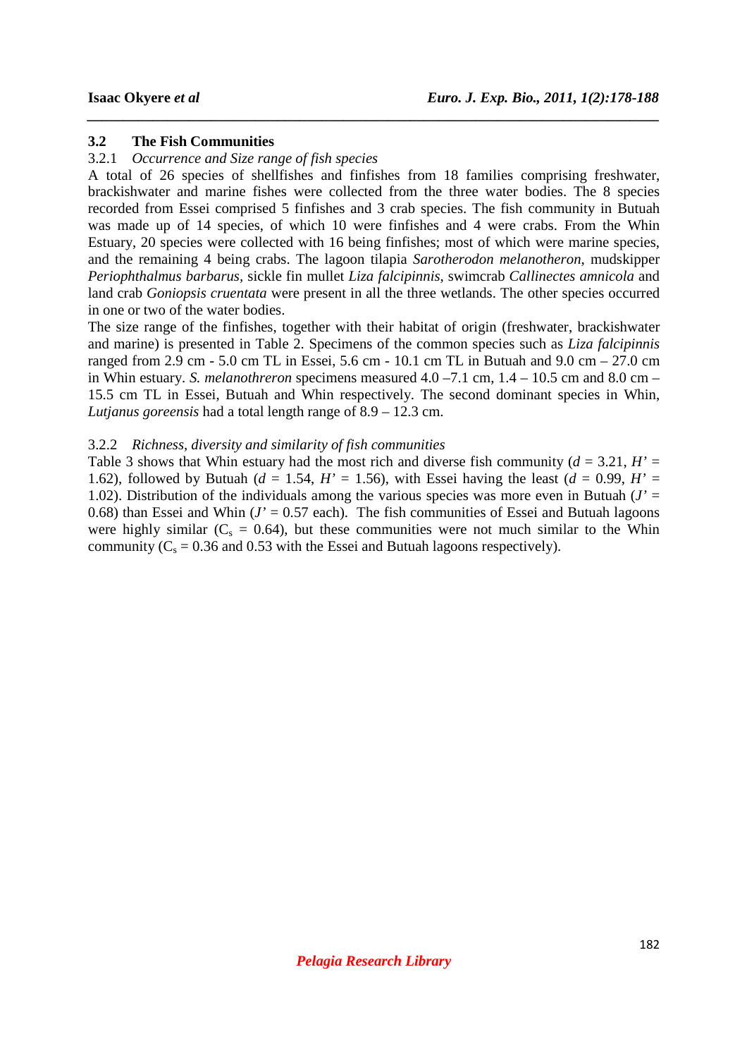### 3.2 The Fish Communities

#### 3.2.1 *Occurrence and Size range of fish species*

A total of 26 species of shellfishes and finfishes from 18 families comprising freshwater, brackishwater and marine fishes were collected from the three water bodies. The 8 species recorded from Essei comprised 5 finfishes and 3 crab species. The fish community in Butuah was made up of 14 species, of which 10 were finfishes and 4 were crabs. From the Whin Estuary, 20 species were collected with 16 being finfishes; most of which were marine species, and the remaining 4 being crabs. The lagoon tilapia *Sarotherodon melanotheron*, mudskipper *Periophthalmus barbarus*, sickle fin mullet *Liza falcipinnis*, swimcrab *Callinectes amnicola* and land crab *Goniopsis cruentata* were present in all the three wetlands. The other species occurred in one or two of the water bodies.

The size range of the finfishes, together with their habitat of origin (freshwater, brackishwater and marine) is presented in Table 2. Specimens of the common species such as *Liza falcipinnis* ranged from 2.9 cm - 5.0 cm TL in Essei, 5.6 cm - 10.1 cm TL in Butuah and 9.0 cm – 27.0 cm in Whin estuary. *S. melanothreron* specimens measured 4.0 –7.1 cm, 1.4 – 10.5 cm and 8.0 cm – 15.5 cm TL in Essei, Butuah and Whin respectively. The second dominant species in Whin, *Lutjanus goreensis* had a total length range of 8.9 – 12.3 cm.

#### 3.2.2 *Richness, diversity and similarity of fish communities*

Table 3 shows that Whin estuary had the most rich and diverse fish community ($d$ = 3.21, $H'$ = 1.62), followed by Butuah ($d$ = 1.54, $H'$ = 1.56), with Essei having the least ($d$ = 0.99, $H'$ = 1.02). Distribution of the individuals among the various species was more even in Butuah ($J'$ = 0.68) than Essei and Whin ($J'$ = 0.57 each). The fish communities of Essei and Butuah lagoons were highly similar ($C_s$ = 0.64), but these communities were not much similar to the Whin community ($C_s$ = 0.36 and 0.53 with the Essei and Butuah lagoons respectively).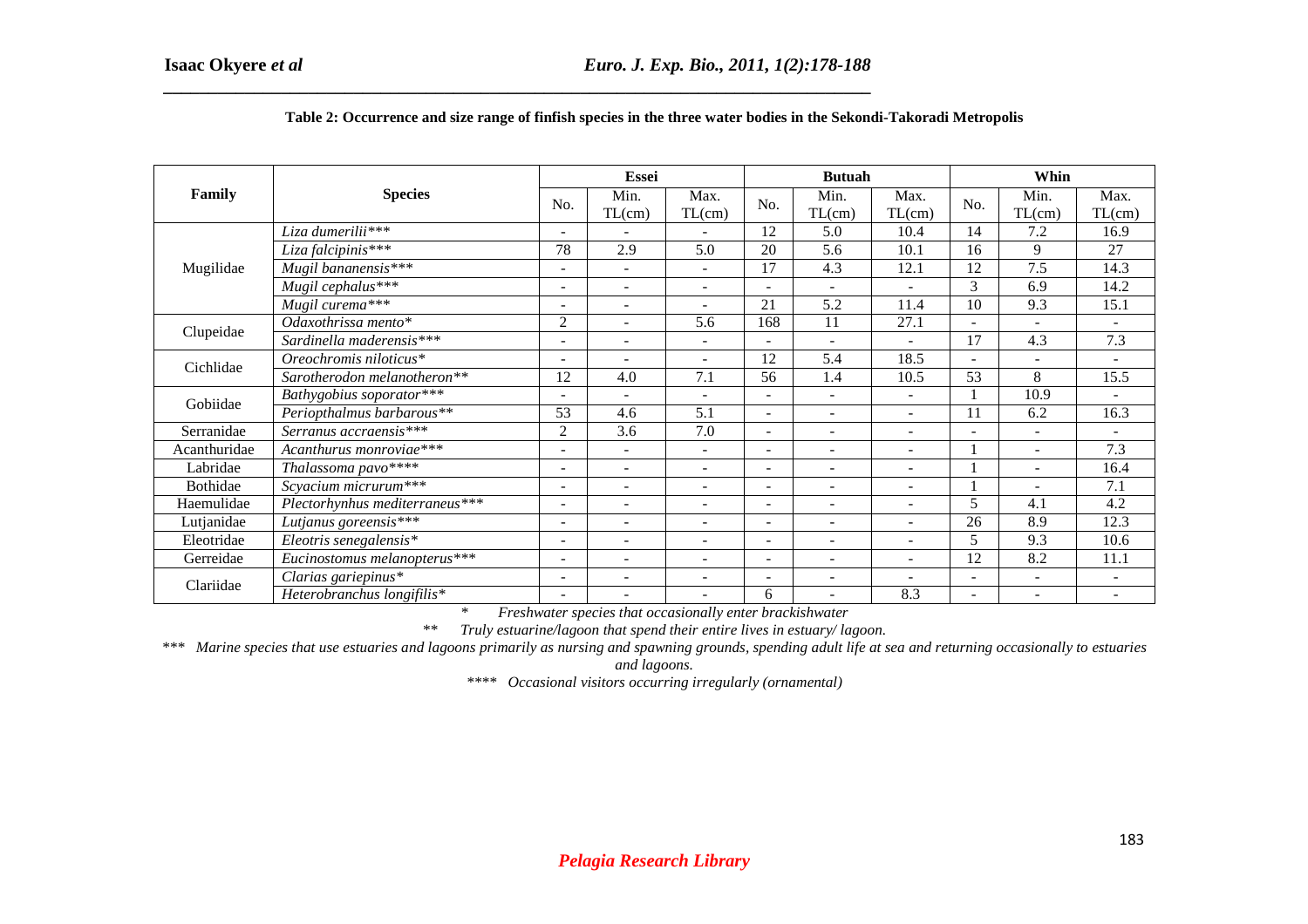**Table 2: Occurrence and size range of finfish species in the three water bodies in the Sekondi-Takoradi Metropolis**

| Family | Species | Essei | | | Butuah | | | Whin | | |
|---|---|---|---|---|---|---|---|---|---|---|
| | | No. | Min. TL(cm) | Max. TL(cm) | No. | Min. TL(cm) | Max. TL(cm) | No. | Min. TL(cm) | Max. TL(cm) |
| Mugilidae | *Liza dumerilii**** | - | - | - | 12 | 5.0 | 10.4 | 14 | 7.2 | 16.9 |
| | *Liza falcipinis**** | 78 | 2.9 | 5.0 | 20 | 5.6 | 10.1 | 16 | 9 | 27 |
| | *Mugil bananensis**** | - | - | - | 17 | 4.3 | 12.1 | 12 | 7.5 | 14.3 |
| | *Mugil cephalus**** | - | - | - | - | - | - | 3 | 6.9 | 14.2 |
| | *Mugil curema**** | - | - | - | 21 | 5.2 | 11.4 | 10 | 9.3 | 15.1 |
| Clupeidae | *Odaxothrissa mento** | 2 | - | 5.6 | 168 | 11 | 27.1 | - | - | - |
| | *Sardinella maderensis**** | - | - | - | - | - | - | 17 | 4.3 | 7.3 |
| Cichlidae | *Oreochromis niloticus** | - | - | - | 12 | 5.4 | 18.5 | - | - | - |
| | *Sarotherodon melanotheron*** | 12 | 4.0 | 7.1 | 56 | 1.4 | 10.5 | 53 | 8 | 15.5 |
| Gobiidae | *Bathygobius soporator**** | - | - | - | - | - | - | 1 | 10.9 | - |
| | *Periopthalmus barbarous*** | 53 | 4.6 | 5.1 | - | - | - | 11 | 6.2 | 16.3 |
| Serranidae | *Serranus accraensis**** | 2 | 3.6 | 7.0 | - | - | - | - | - | - |
| Acanthuridae | *Acanthurus monroviae**** | - | - | - | - | - | - | 1 | - | 7.3 |
| Labridae | *Thalassoma pavo***** | - | - | - | - | - | - | 1 | - | 16.4 |
| Bothidae | *Scyacium micrurum**** | - | - | - | - | - | - | 1 | - | 7.1 |
| Haemulidae | *Plectorhynhus mediterraneus**** | - | - | - | - | - | - | 5 | 4.1 | 4.2 |
| Lutjanidae | *Lutjanus goreensis**** | - | - | - | - | - | - | 26 | 8.9 | 12.3 |
| Eleotridae | *Eleotris senegalensis** | - | - | - | - | - | - | 5 | 9.3 | 10.6 |
| Gerreidae | *Eucinostomus melanopterus**** | - | - | - | - | - | - | 12 | 8.2 | 11.1 |
| Clariidae | *Clarias gariepinus** | - | - | - | - | - | - | - | - | - |
| | *Heterobranchus longifilis** | - | - | - | 6 | - | 8.3 | - | - | - |

\* *Freshwater species that occasionally enter brackishwater*

\*\* *Truly estuarine/lagoon that spend their entire lives in estuary/ lagoon.*

\*\*\* *Marine species that use estuaries and lagoons primarily as nursing and spawning grounds, spending adult life at sea and returning occasionally to estuaries and lagoons.*

\*\*\*\* *Occasional visitors occurring irregularly (ornamental)*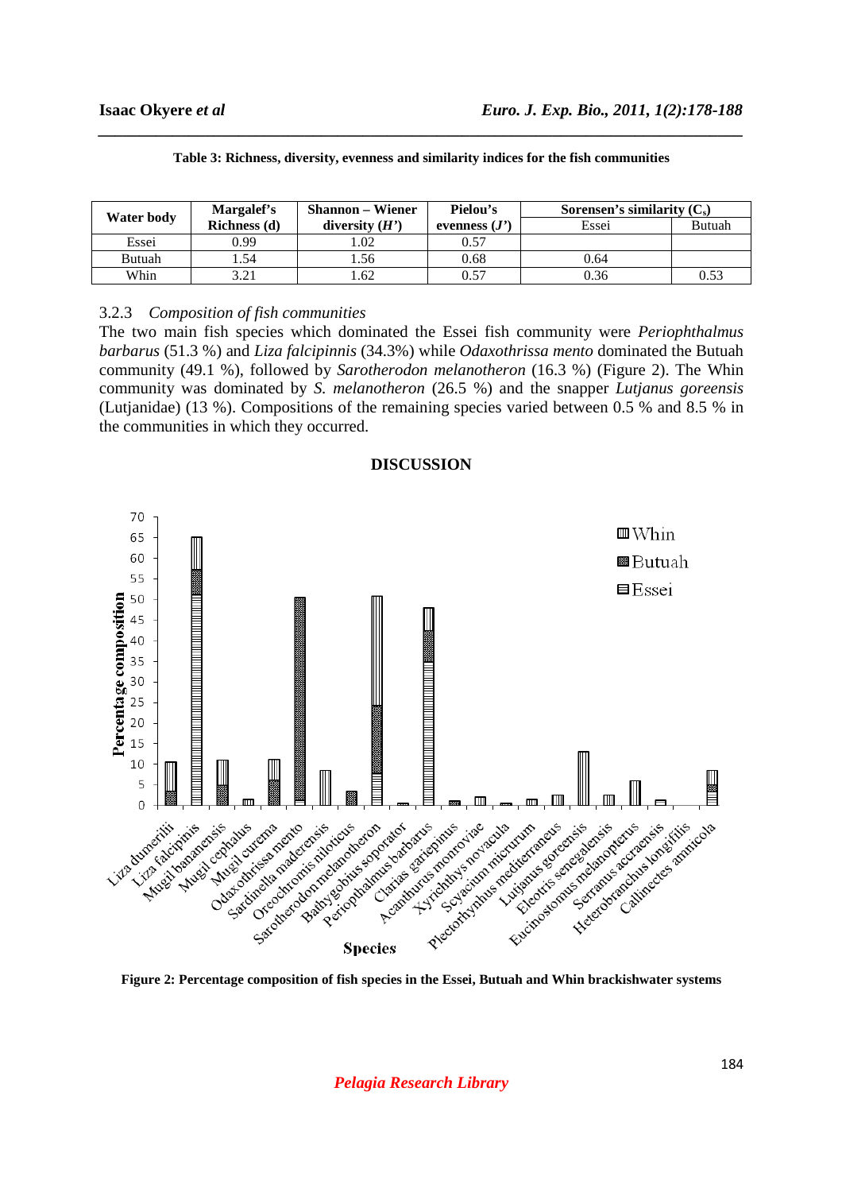**Table 3: Richness, diversity, evenness and similarity indices for the fish communities**

| Water body | Margalef's Richness (d) | Shannon – Wiener diversity (*H'*) | Pielou's evenness (*J'*) | Sorensen's similarity ($C_s$) | |
|---|---|---|---|---|---|
| | | | | Essei | Butuah |
| Essei | 0.99 | 1.02 | 0.57 | | |
| Butuah | 1.54 | 1.56 | 0.68 | 0.64 | |
| Whin | 3.21 | 1.62 | 0.57 | 0.36 | 0.53 |

### 3.2.3 *Composition of fish communities*

The two main fish species which dominated the Essei fish community were *Periophthalmus barbarus* (51.3 %) and *Liza falcipinnis* (34.3%) while *Odaxothrissa mento* dominated the Butuah community (49.1 %), followed by *Sarotherodon melanotheron* (16.3 %) (Figure 2). The Whin community was dominated by *S. melanotheron* (26.5 %) and the snapper *Lutjanus goreensis* (Lutjanidae) (13 %). Compositions of the remaining species varied between 0.5 % and 8.5 % in the communities in which they occurred.

## DISCUSSION

**Figure 2: Percentage composition of fish species in the Essei, Butuah and Whin brackishwater systems**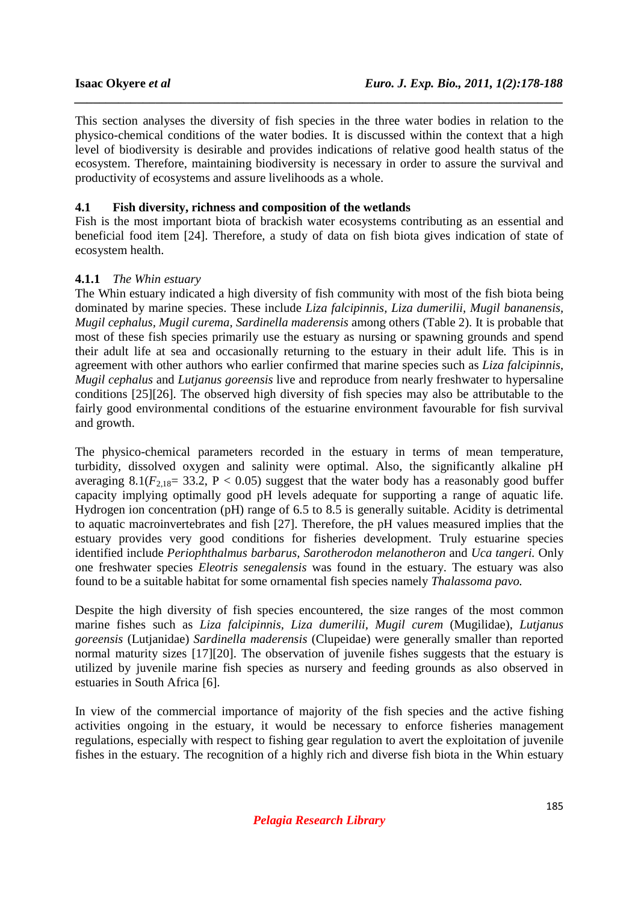This section analyses the diversity of fish species in the three water bodies in relation to the physico-chemical conditions of the water bodies. It is discussed within the context that a high level of biodiversity is desirable and provides indications of relative good health status of the ecosystem. Therefore, maintaining biodiversity is necessary in order to assure the survival and productivity of ecosystems and assure livelihoods as a whole.

## 4.1 Fish diversity, richness and composition of the wetlands

Fish is the most important biota of brackish water ecosystems contributing as an essential and beneficial food item [24]. Therefore, a study of data on fish biota gives indication of state of ecosystem health.

### 4.1.1 *The Whin estuary*

The Whin estuary indicated a high diversity of fish community with most of the fish biota being dominated by marine species. These include *Liza falcipinnis, Liza dumerilii, Mugil bananensis, Mugil cephalus, Mugil curema, Sardinella maderensis* among others (Table 2). It is probable that most of these fish species primarily use the estuary as nursing or spawning grounds and spend their adult life at sea and occasionally returning to the estuary in their adult life. This is in agreement with other authors who earlier confirmed that marine species such as *Liza falcipinnis, Mugil cephalus* and *Lutjanus goreensis* live and reproduce from nearly freshwater to hypersaline conditions [25][26]. The observed high diversity of fish species may also be attributable to the fairly good environmental conditions of the estuarine environment favourable for fish survival and growth.

The physico-chemical parameters recorded in the estuary in terms of mean temperature, turbidity, dissolved oxygen and salinity were optimal. Also, the significantly alkaline pH averaging 8.1($F_{2,18}$= 33.2, P < 0.05) suggest that the water body has a reasonably good buffer capacity implying optimally good pH levels adequate for supporting a range of aquatic life. Hydrogen ion concentration (pH) range of 6.5 to 8.5 is generally suitable. Acidity is detrimental to aquatic macroinvertebrates and fish [27]. Therefore, the pH values measured implies that the estuary provides very good conditions for fisheries development. Truly estuarine species identified include *Periophthalmus barbarus, Sarotherodon melanotheron* and *Uca tangeri.* Only one freshwater species *Eleotris senegalensis* was found in the estuary. The estuary was also found to be a suitable habitat for some ornamental fish species namely *Thalassoma pavo.*

Despite the high diversity of fish species encountered, the size ranges of the most common marine fishes such as *Liza falcipinnis, Liza dumerilii, Mugil curem* (Mugilidae), *Lutjanus goreensis* (Lutjanidae) *Sardinella maderensis* (Clupeidae) were generally smaller than reported normal maturity sizes [17][20]. The observation of juvenile fishes suggests that the estuary is utilized by juvenile marine fish species as nursery and feeding grounds as also observed in estuaries in South Africa [6].

In view of the commercial importance of majority of the fish species and the active fishing activities ongoing in the estuary, it would be necessary to enforce fisheries management regulations, especially with respect to fishing gear regulation to avert the exploitation of juvenile fishes in the estuary. The recognition of a highly rich and diverse fish biota in the Whin estuary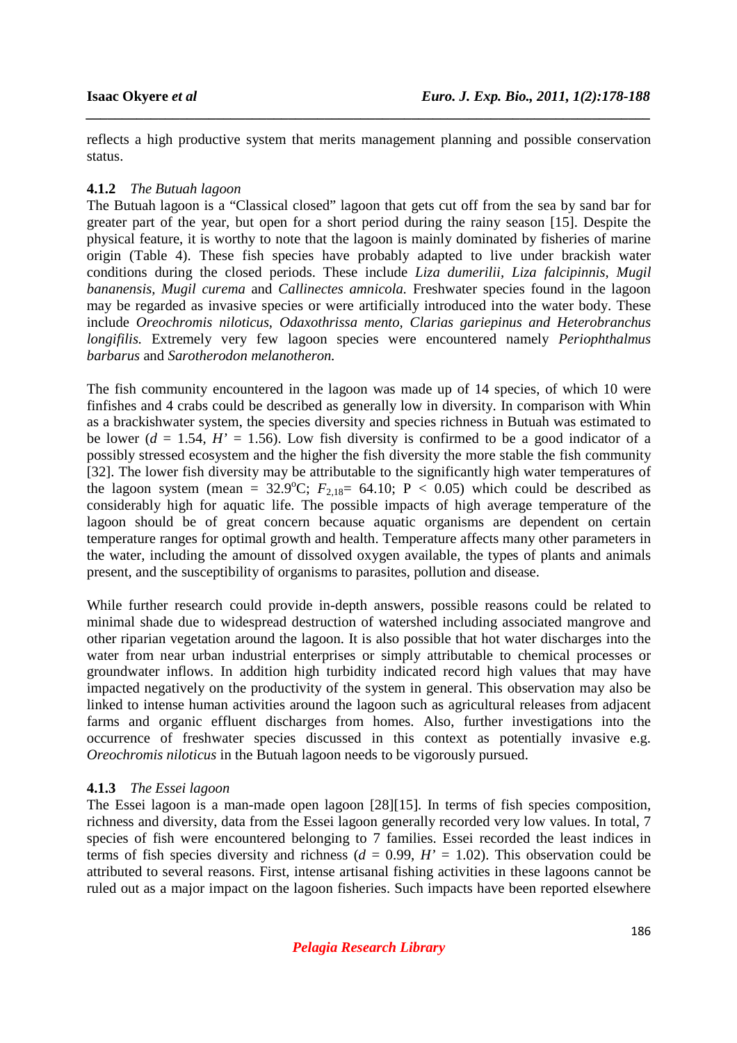reflects a high productive system that merits management planning and possible conservation status.

### 4.1.2 *The Butuah lagoon*

The Butuah lagoon is a "Classical closed" lagoon that gets cut off from the sea by sand bar for greater part of the year, but open for a short period during the rainy season [15]. Despite the physical feature, it is worthy to note that the lagoon is mainly dominated by fisheries of marine origin (Table 4). These fish species have probably adapted to live under brackish water conditions during the closed periods. These include *Liza dumerilii, Liza falcipinnis, Mugil bananensis, Mugil curema* and *Callinectes amnicola.* Freshwater species found in the lagoon may be regarded as invasive species or were artificially introduced into the water body. These include *Oreochromis niloticus*, *Odaxothrissa mento*, *Clarias gariepinus and Heterobranchus longifilis.* Extremely very few lagoon species were encountered namely *Periophthalmus barbarus* and *Sarotherodon melanotheron.*

The fish community encountered in the lagoon was made up of 14 species, of which 10 were finfishes and 4 crabs could be described as generally low in diversity. In comparison with Whin as a brackishwater system, the species diversity and species richness in Butuah was estimated to be lower ($d$ = 1.54, $H'$ = 1.56). Low fish diversity is confirmed to be a good indicator of a possibly stressed ecosystem and the higher the fish diversity the more stable the fish community [32]. The lower fish diversity may be attributable to the significantly high water temperatures of the lagoon system (mean = 32.9$^{o}$C; $F_{2,18}$= 64.10; P < 0.05) which could be described as considerably high for aquatic life. The possible impacts of high average temperature of the lagoon should be of great concern because aquatic organisms are dependent on certain temperature ranges for optimal growth and health. Temperature affects many other parameters in the water, including the amount of dissolved oxygen available, the types of plants and animals present, and the susceptibility of organisms to parasites, pollution and disease.

While further research could provide in-depth answers, possible reasons could be related to minimal shade due to widespread destruction of watershed including associated mangrove and other riparian vegetation around the lagoon. It is also possible that hot water discharges into the water from near urban industrial enterprises or simply attributable to chemical processes or groundwater inflows. In addition high turbidity indicated record high values that may have impacted negatively on the productivity of the system in general. This observation may also be linked to intense human activities around the lagoon such as agricultural releases from adjacent farms and organic effluent discharges from homes. Also, further investigations into the occurrence of freshwater species discussed in this context as potentially invasive e.g. *Oreochromis niloticus* in the Butuah lagoon needs to be vigorously pursued.

### 4.1.3 *The Essei lagoon*

The Essei lagoon is a man-made open lagoon [28][15]. In terms of fish species composition, richness and diversity, data from the Essei lagoon generally recorded very low values. In total, 7 species of fish were encountered belonging to 7 families. Essei recorded the least indices in terms of fish species diversity and richness ($d$ = 0.99, $H'$ = 1.02). This observation could be attributed to several reasons. First, intense artisanal fishing activities in these lagoons cannot be ruled out as a major impact on the lagoon fisheries. Such impacts have been reported elsewhere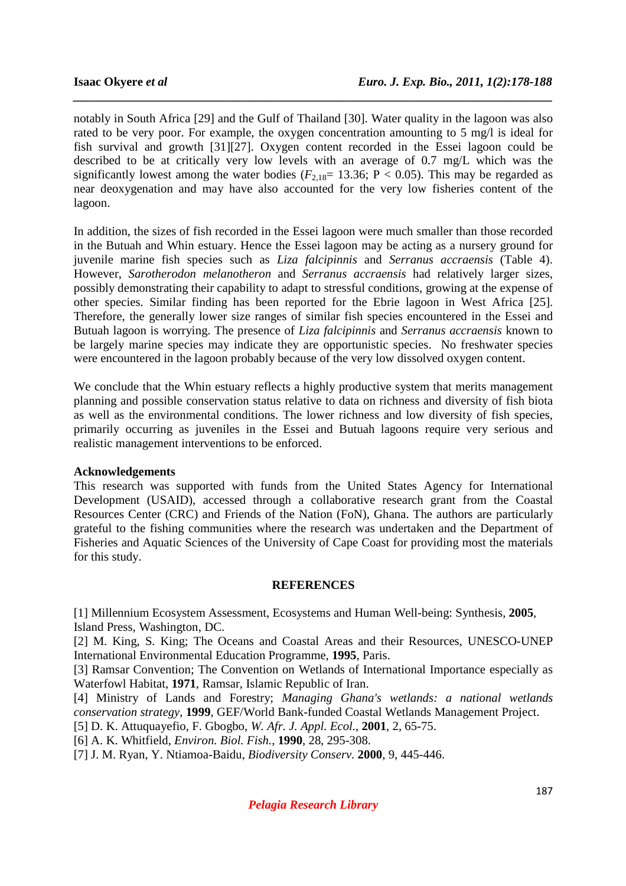notably in South Africa [29] and the Gulf of Thailand [30]. Water quality in the lagoon was also rated to be very poor. For example, the oxygen concentration amounting to 5 mg/l is ideal for fish survival and growth [31][27]. Oxygen content recorded in the Essei lagoon could be described to be at critically very low levels with an average of 0.7 mg/L which was the significantly lowest among the water bodies ($F_{2,18}$= 13.36; $P < 0.05$). This may be regarded as near deoxygenation and may have also accounted for the very low fisheries content of the lagoon.

In addition, the sizes of fish recorded in the Essei lagoon were much smaller than those recorded in the Butuah and Whin estuary. Hence the Essei lagoon may be acting as a nursery ground for juvenile marine fish species such as *Liza falcipinnis* and *Serranus accraensis* (Table 4). However, *Sarotherodon melanotheron* and *Serranus accraensis* had relatively larger sizes, possibly demonstrating their capability to adapt to stressful conditions, growing at the expense of other species. Similar finding has been reported for the Ebrie lagoon in West Africa [25]. Therefore, the generally lower size ranges of similar fish species encountered in the Essei and Butuah lagoon is worrying. The presence of *Liza falcipinnis* and *Serranus accraensis* known to be largely marine species may indicate they are opportunistic species. No freshwater species were encountered in the lagoon probably because of the very low dissolved oxygen content.

We conclude that the Whin estuary reflects a highly productive system that merits management planning and possible conservation status relative to data on richness and diversity of fish biota as well as the environmental conditions. The lower richness and low diversity of fish species, primarily occurring as juveniles in the Essei and Butuah lagoons require very serious and realistic management interventions to be enforced.

**Acknowledgements**

This research was supported with funds from the United States Agency for International Development (USAID), accessed through a collaborative research grant from the Coastal Resources Center (CRC) and Friends of the Nation (FoN), Ghana. The authors are particularly grateful to the fishing communities where the research was undertaken and the Department of Fisheries and Aquatic Sciences of the University of Cape Coast for providing most the materials for this study.

## REFERENCES

[1] Millennium Ecosystem Assessment, Ecosystems and Human Well-being: Synthesis, **2005**, Island Press, Washington, DC.

[2] M. King, S. King; The Oceans and Coastal Areas and their Resources, UNESCO-UNEP International Environmental Education Programme, **1995**, Paris.

[3] Ramsar Convention; The Convention on Wetlands of International Importance especially as Waterfowl Habitat, **1971**, Ramsar, Islamic Republic of Iran.

[4] Ministry of Lands and Forestry; *Managing Ghana's wetlands: a national wetlands conservation strategy*, **1999**, GEF/World Bank-funded Coastal Wetlands Management Project.

[5] D. K. Attuquayefio, F. Gbogbo, *W. Afr. J. Appl. Ecol.*, **2001**, 2, 65-75.

[6] A. K. Whitfield, *Environ. Biol. Fish.*, **1990**, 28, 295-308.

[7] J. M. Ryan, Y. Ntiamoa-Baidu, *Biodiversity Conserv.* **2000**, 9, 445-446.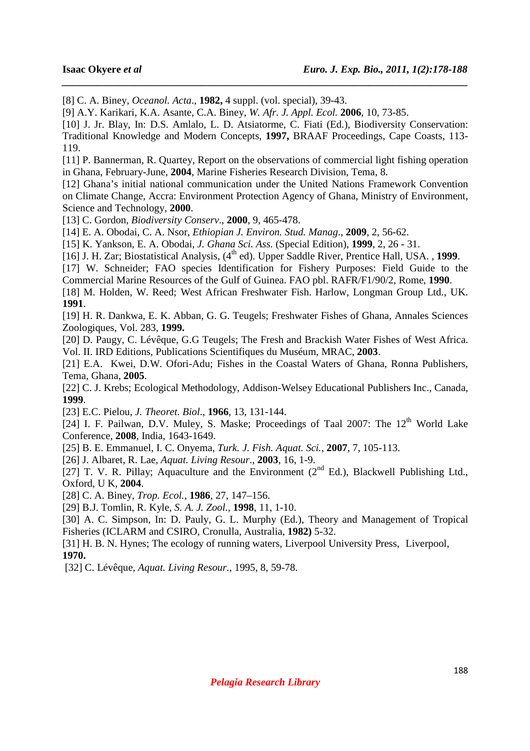[8] C. A. Biney, *Oceanol. Acta*., **1982,** 4 suppl. (vol. special), 39-43.

[9] A.Y. Karikari, K.A. Asante, C.A. Biney, *W. Afr. J. Appl. Ecol.* **2006**, 10, 73-85.

[10] J. Jr. Blay, In: D.S. Amlalo, L. D. Atsiatorme, C. Fiati (Ed.), Biodiversity Conservation: Traditional Knowledge and Modern Concepts, **1997,** BRAAF Proceedings, Cape Coasts, 113-119.

[11] P. Bannerman, R. Quartey, Report on the observations of commercial light fishing operation in Ghana, February-June, **2004**, Marine Fisheries Research Division, Tema, 8.

[12] Ghana's initial national communication under the United Nations Framework Convention on Climate Change, Accra: Environment Protection Agency of Ghana, Ministry of Environment, Science and Technology, **2000**.

[13] C. Gordon, *Biodiversity Conserv*., **2000**, 9, 465-478.

[14] E. A. Obodai, C. A. Nsor, *Ethiopian J. Environ. Stud. Manag*., **2009**, 2, 56-62.

[15] K. Yankson, E. A. Obodai, *J. Ghana Sci. Ass.* (Special Edition), **1999**, 2, 26 - 31.

[16] J. H. Zar; Biostatistical Analysis, (4th ed). Upper Saddle River, Prentice Hall, USA. , **1999**.

[17] W. Schneider; FAO species Identification for Fishery Purposes: Field Guide to the Commercial Marine Resources of the Gulf of Guinea. FAO pbl. RAFR/F1/90/2, Rome, **1990**.

[18] M. Holden, W. Reed; West African Freshwater Fish. Harlow, Longman Group Ltd., UK. **1991**.

[19] H. R. Dankwa, E. K. Abban, G. G. Teugels; Freshwater Fishes of Ghana, Annales Sciences Zoologiques, Vol. 283, **1999.**

[20] D. Paugy, C. Lévêque, G.G Teugels; The Fresh and Brackish Water Fishes of West Africa. Vol. II. IRD Editions, Publications Scientifiques du Muséum, MRAC, **2003**.

[21] E.A. Kwei, D.W. Ofori-Adu; Fishes in the Coastal Waters of Ghana, Ronna Publishers, Tema, Ghana, **2005**.

[22] C. J. Krebs; Ecological Methodology, Addison-Welsey Educational Publishers Inc., Canada, **1999**.

[23] E.C. Pielou, *J. Theoret. Biol*., **1966**, 13, 131-144.

[24] I. F. Pailwan, D.V. Muley, S. Maske; Proceedings of Taal 2007: The 12th World Lake Conference, **2008**, India, 1643-1649.

[25] B. E. Emmanuel, I. C. Onyema, *Turk. J. Fish. Aquat. Sci.*, **2007**, 7, 105-113.

[26] J. Albaret, R. Lae, *Aquat. Living Resour*., **2003**, 16, 1-9.

[27] T. V. R. Pillay; Aquaculture and the Environment (2nd Ed.), Blackwell Publishing Ltd., Oxford, U K, **2004**.

[28] C. A. Biney, *Trop. Ecol.*, **1986**, 27, 147–156.

[29] B.J. Tomlin, R. Kyle, *S. A. J. Zool.*, **1998**, 11, 1-10.

[30] A. C. Simpson, In: D. Pauly, G. L. Murphy (Ed.), Theory and Management of Tropical Fisheries (ICLARM and CSIRO, Cronulla, Australia, **1982)** 5-32.

[31] H. B. N. Hynes; The ecology of running waters, Liverpool University Press, Liverpool, **1970.**

[32] C. Lévêque, *Aquat. Living Resour*., 1995, 8, 59-78.